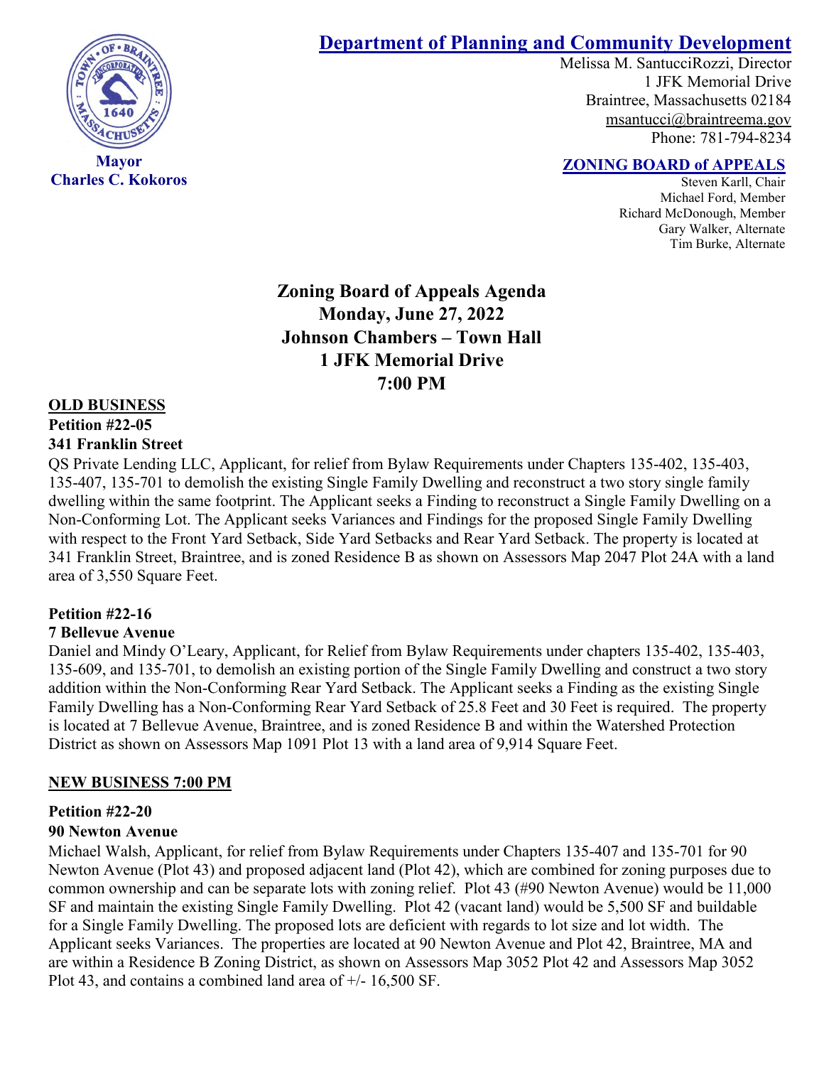**Mayor**
**Charles C. Kokoros**

## Department of Planning and Community Development

Melissa M. SantucciRozzi, Director
1 JFK Memorial Drive
Braintree, Massachusetts 02184
msantucci@braintreema.gov
Phone: 781-794-8234

**ZONING BOARD of APPEALS**

Steven Karll, Chair
Michael Ford, Member
Richard McDonough, Member
Gary Walker, Alternate
Tim Burke, Alternate

# Zoning Board of Appeals Agenda
# Monday, June 27, 2022
# Johnson Chambers – Town Hall
# 1 JFK Memorial Drive
# 7:00 PM

## OLD BUSINESS

**Petition #22-05**
**341 Franklin Street**

QS Private Lending LLC, Applicant, for relief from Bylaw Requirements under Chapters 135-402, 135-403, 135-407, 135-701 to demolish the existing Single Family Dwelling and reconstruct a two story single family dwelling within the same footprint. The Applicant seeks a Finding to reconstruct a Single Family Dwelling on a Non-Conforming Lot. The Applicant seeks Variances and Findings for the proposed Single Family Dwelling with respect to the Front Yard Setback, Side Yard Setbacks and Rear Yard Setback. The property is located at 341 Franklin Street, Braintree, and is zoned Residence B as shown on Assessors Map 2047 Plot 24A with a land area of 3,550 Square Feet.

**Petition #22-16**
**7 Bellevue Avenue**

Daniel and Mindy O'Leary, Applicant, for Relief from Bylaw Requirements under chapters 135-402, 135-403, 135-609, and 135-701, to demolish an existing portion of the Single Family Dwelling and construct a two story addition within the Non-Conforming Rear Yard Setback. The Applicant seeks a Finding as the existing Single Family Dwelling has a Non-Conforming Rear Yard Setback of 25.8 Feet and 30 Feet is required. The property is located at 7 Bellevue Avenue, Braintree, and is zoned Residence B and within the Watershed Protection District as shown on Assessors Map 1091 Plot 13 with a land area of 9,914 Square Feet.

## NEW BUSINESS 7:00 PM

**Petition #22-20**
**90 Newton Avenue**

Michael Walsh, Applicant, for relief from Bylaw Requirements under Chapters 135-407 and 135-701 for 90 Newton Avenue (Plot 43) and proposed adjacent land (Plot 42), which are combined for zoning purposes due to common ownership and can be separate lots with zoning relief. Plot 43 (#90 Newton Avenue) would be 11,000 SF and maintain the existing Single Family Dwelling. Plot 42 (vacant land) would be 5,500 SF and buildable for a Single Family Dwelling. The proposed lots are deficient with regards to lot size and lot width. The Applicant seeks Variances. The properties are located at 90 Newton Avenue and Plot 42, Braintree, MA and are within a Residence B Zoning District, as shown on Assessors Map 3052 Plot 42 and Assessors Map 3052 Plot 43, and contains a combined land area of +/- 16,500 SF.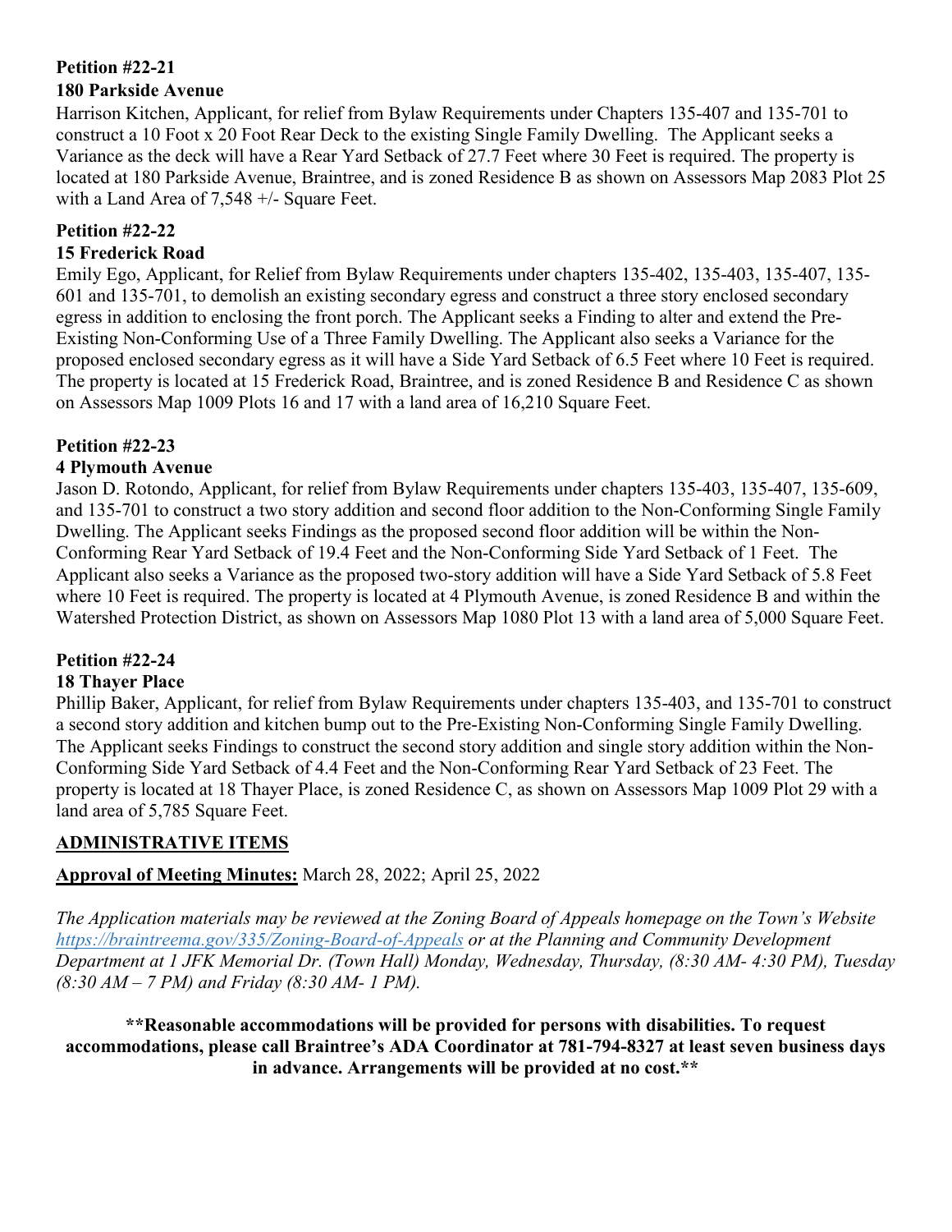**Petition #22-21**
**180 Parkside Avenue**
Harrison Kitchen, Applicant, for relief from Bylaw Requirements under Chapters 135-407 and 135-701 to construct a 10 Foot x 20 Foot Rear Deck to the existing Single Family Dwelling. The Applicant seeks a Variance as the deck will have a Rear Yard Setback of 27.7 Feet where 30 Feet is required. The property is located at 180 Parkside Avenue, Braintree, and is zoned Residence B as shown on Assessors Map 2083 Plot 25 with a Land Area of 7,548 +/- Square Feet.

**Petition #22-22**
**15 Frederick Road**
Emily Ego, Applicant, for Relief from Bylaw Requirements under chapters 135-402, 135-403, 135-407, 135-601 and 135-701, to demolish an existing secondary egress and construct a three story enclosed secondary egress in addition to enclosing the front porch. The Applicant seeks a Finding to alter and extend the Pre-Existing Non-Conforming Use of a Three Family Dwelling. The Applicant also seeks a Variance for the proposed enclosed secondary egress as it will have a Side Yard Setback of 6.5 Feet where 10 Feet is required. The property is located at 15 Frederick Road, Braintree, and is zoned Residence B and Residence C as shown on Assessors Map 1009 Plots 16 and 17 with a land area of 16,210 Square Feet.

**Petition #22-23**
**4 Plymouth Avenue**
Jason D. Rotondo, Applicant, for relief from Bylaw Requirements under chapters 135-403, 135-407, 135-609, and 135-701 to construct a two story addition and second floor addition to the Non-Conforming Single Family Dwelling. The Applicant seeks Findings as the proposed second floor addition will be within the Non-Conforming Rear Yard Setback of 19.4 Feet and the Non-Conforming Side Yard Setback of 1 Feet. The Applicant also seeks a Variance as the proposed two-story addition will have a Side Yard Setback of 5.8 Feet where 10 Feet is required. The property is located at 4 Plymouth Avenue, is zoned Residence B and within the Watershed Protection District, as shown on Assessors Map 1080 Plot 13 with a land area of 5,000 Square Feet.

**Petition #22-24**
**18 Thayer Place**
Phillip Baker, Applicant, for relief from Bylaw Requirements under chapters 135-403, and 135-701 to construct a second story addition and kitchen bump out to the Pre-Existing Non-Conforming Single Family Dwelling. The Applicant seeks Findings to construct the second story addition and single story addition within the Non-Conforming Side Yard Setback of 4.4 Feet and the Non-Conforming Rear Yard Setback of 23 Feet. The property is located at 18 Thayer Place, is zoned Residence C, as shown on Assessors Map 1009 Plot 29 with a land area of 5,785 Square Feet.

## ADMINISTRATIVE ITEMS

**Approval of Meeting Minutes:** March 28, 2022; April 25, 2022

*The Application materials may be reviewed at the Zoning Board of Appeals homepage on the Town's Website https://braintreema.gov/335/Zoning-Board-of-Appeals or at the Planning and Community Development Department at 1 JFK Memorial Dr. (Town Hall) Monday, Wednesday, Thursday, (8:30 AM- 4:30 PM), Tuesday (8:30 AM – 7 PM) and Friday (8:30 AM- 1 PM).*

**\*\*Reasonable accommodations will be provided for persons with disabilities. To request accommodations, please call Braintree's ADA Coordinator at 781-794-8327 at least seven business days in advance. Arrangements will be provided at no cost.\*\***